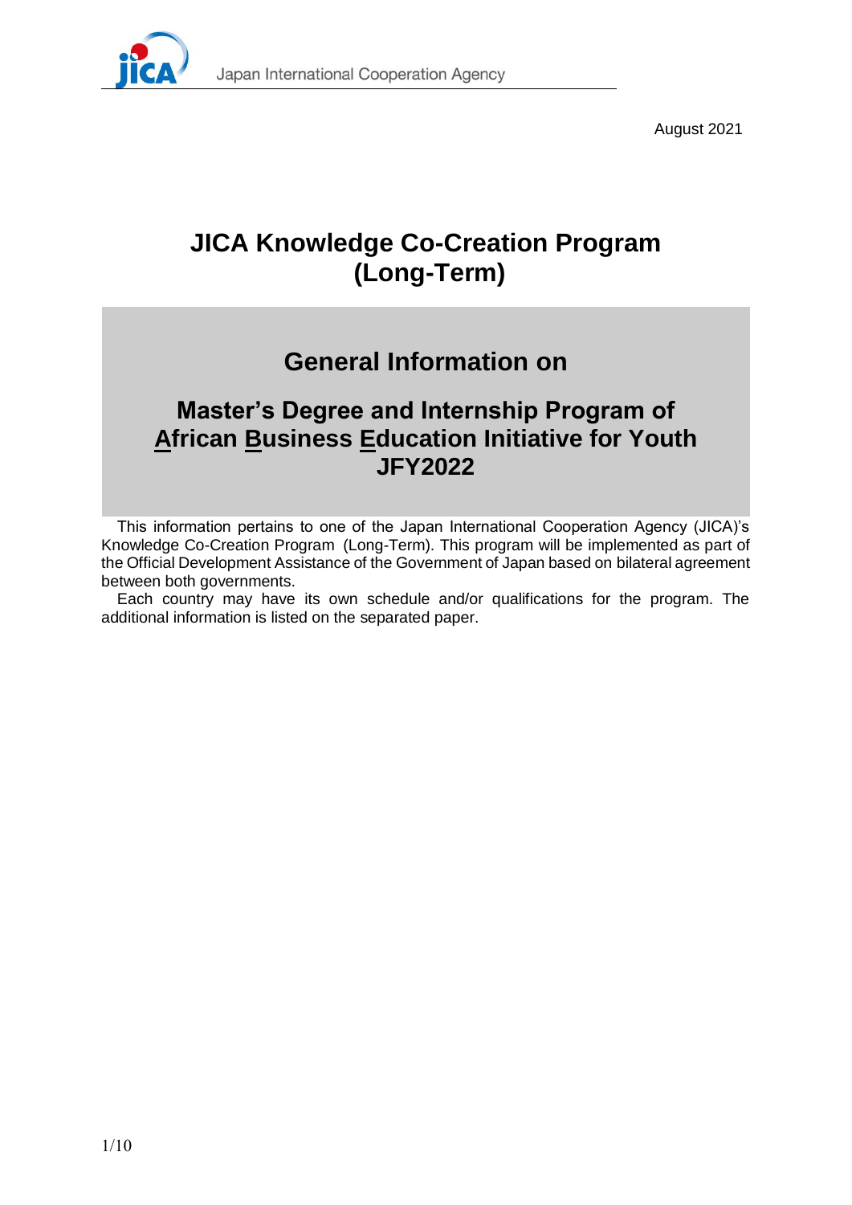August 2021

# JICA Knowledge Co-Creation Program (Long-Term)

## General Information on

## Master's Degree and Internship Program of African Business Education Initiative for Youth JFY2022

This information pertains to one of the Japan International Cooperation Agency (JICA)'s Knowledge Co-Creation Program (Long-Term). This program will be implemented as part of the Official Development Assistance of the Government of Japan based on bilateral agreement between both governments.

Each country may have its own schedule and/or qualifications for the program. The additional information is listed on the separated paper.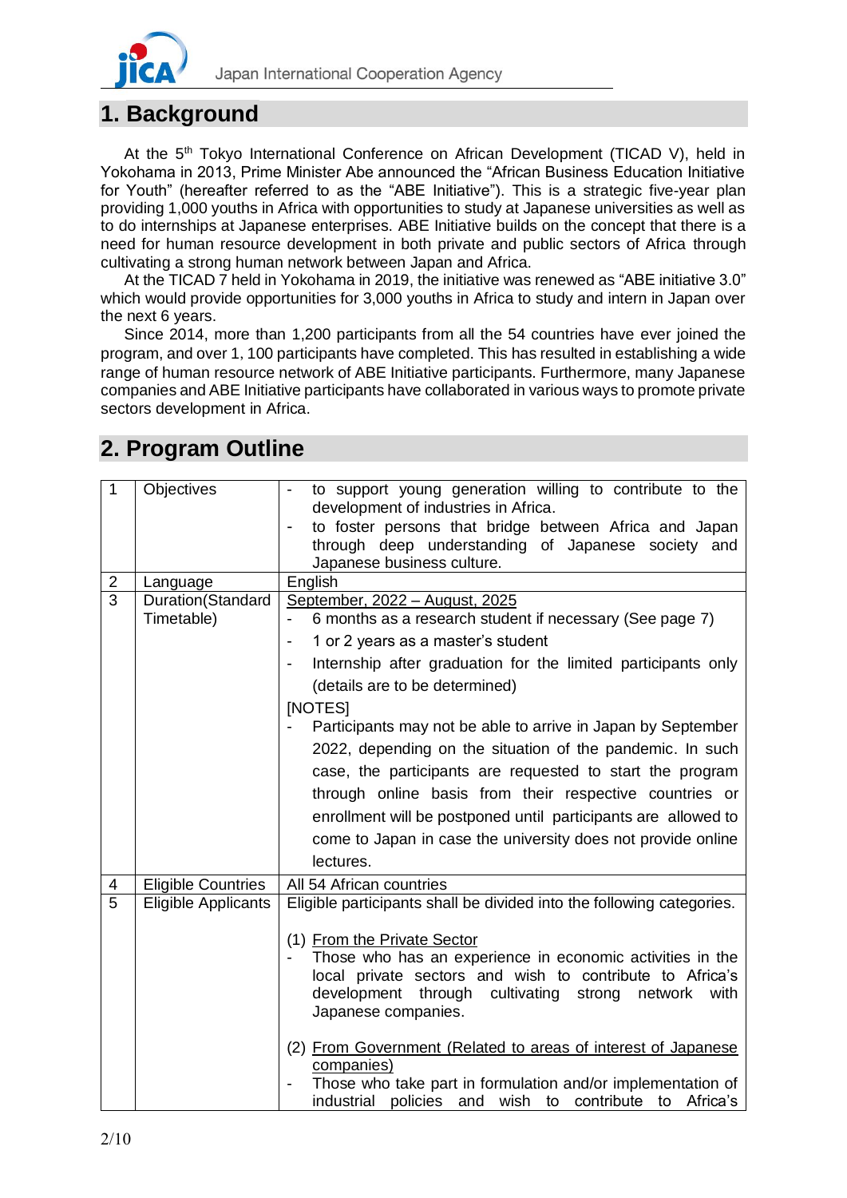## 1. Background

At the 5th Tokyo International Conference on African Development (TICAD V), held in Yokohama in 2013, Prime Minister Abe announced the "African Business Education Initiative for Youth" (hereafter referred to as the "ABE Initiative"). This is a strategic five-year plan providing 1,000 youths in Africa with opportunities to study at Japanese universities as well as to do internships at Japanese enterprises. ABE Initiative builds on the concept that there is a need for human resource development in both private and public sectors of Africa through cultivating a strong human network between Japan and Africa.

At the TICAD 7 held in Yokohama in 2019, the initiative was renewed as "ABE initiative 3.0" which would provide opportunities for 3,000 youths in Africa to study and intern in Japan over the next 6 years.

Since 2014, more than 1,200 participants from all the 54 countries have ever joined the program, and over 1, 100 participants have completed. This has resulted in establishing a wide range of human resource network of ABE Initiative participants. Furthermore, many Japanese companies and ABE Initiative participants have collaborated in various ways to promote private sectors development in Africa.

## 2. Program Outline

| | | |
|---|---|---|
| 1 | Objectives | - to support young generation willing to contribute to the development of industries in Africa.<br>- to foster persons that bridge between Africa and Japan through deep understanding of Japanese society and Japanese business culture. |
| 2 | Language | English |
| 3 | Duration(Standard Timetable) | <u>September, 2022 – August, 2025</u><br>- 6 months as a research student if necessary (See page 7)<br>- 1 or 2 years as a master's student<br>- Internship after graduation for the limited participants only (details are to be determined)<br>[NOTES]<br>- Participants may not be able to arrive in Japan by September 2022, depending on the situation of the pandemic. In such case, the participants are requested to start the program through online basis from their respective countries or enrollment will be postponed until participants are allowed to come to Japan in case the university does not provide online lectures. |
| 4 | Eligible Countries | All 54 African countries |
| 5 | Eligible Applicants | Eligible participants shall be divided into the following categories.<br><br>(1) <u>From the Private Sector</u><br>- Those who has an experience in economic activities in the local private sectors and wish to contribute to Africa's development through cultivating strong network with Japanese companies.<br><br>(2) <u>From Government (Related to areas of interest of Japanese companies)</u><br>- Those who take part in formulation and/or implementation of industrial policies and wish to contribute to Africa's |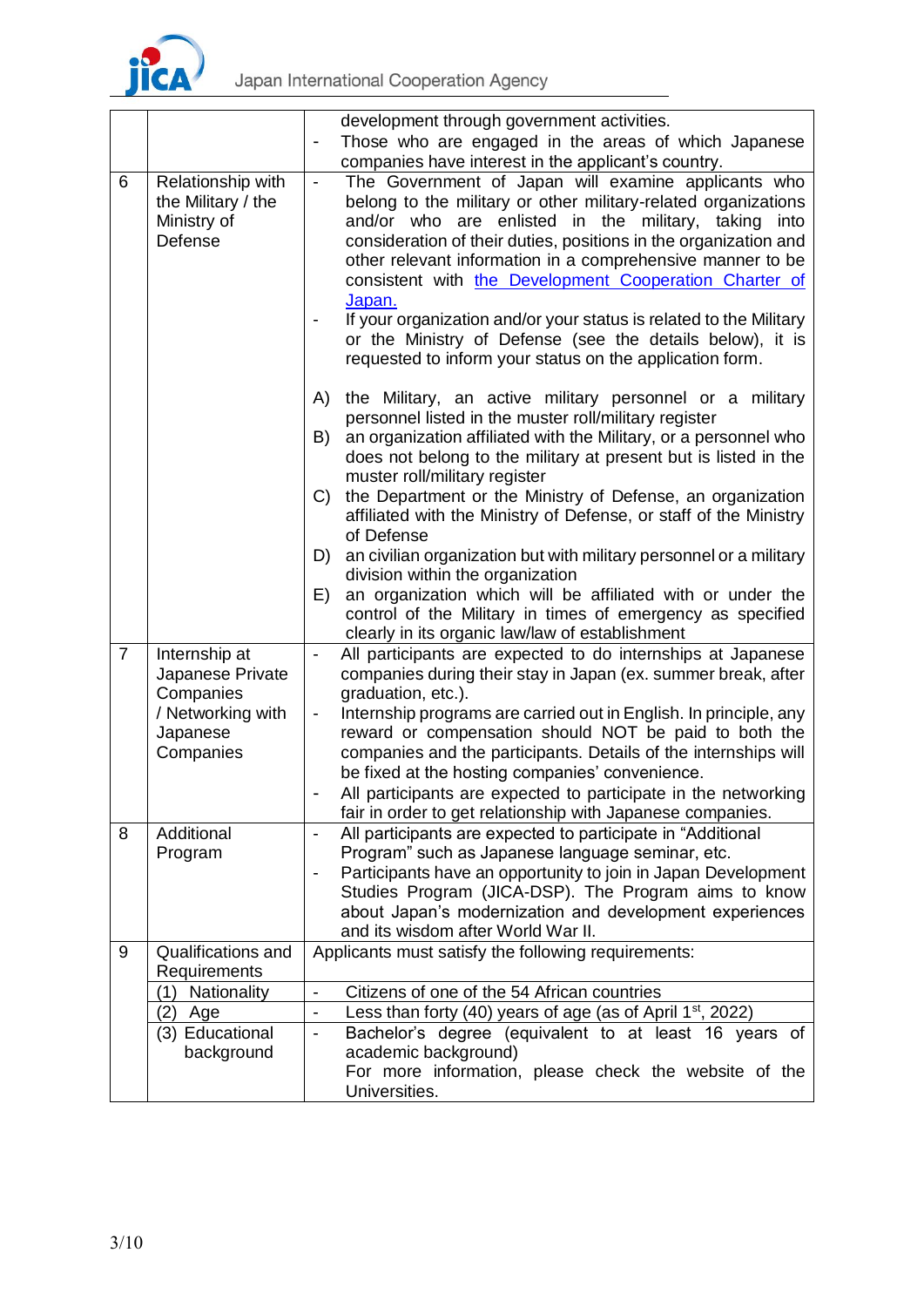| | | |
|---|---|---|
| | | development through government activities.<br>- Those who are engaged in the areas of which Japanese companies have interest in the applicant's country. |
| 6 | Relationship with the Military / the Ministry of Defense | - The Government of Japan will examine applicants who belong to the military or other military-related organizations and/or who are enlisted in the military, taking into consideration of their duties, positions in the organization and other relevant information in a comprehensive manner to be consistent with the Development Cooperation Charter of Japan.<br>- If your organization and/or your status is related to the Military or the Ministry of Defense (see the details below), it is requested to inform your status on the application form.<br><br>A) the Military, an active military personnel or a military personnel listed in the muster roll/military register<br>B) an organization affiliated with the Military, or a personnel who does not belong to the military at present but is listed in the muster roll/military register<br>C) the Department or the Ministry of Defense, an organization affiliated with the Ministry of Defense, or staff of the Ministry of Defense<br>D) an civilian organization but with military personnel or a military division within the organization<br>E) an organization which will be affiliated with or under the control of the Military in times of emergency as specified clearly in its organic law/law of establishment |
| 7 | Internship at Japanese Private Companies / Networking with Japanese Companies | - All participants are expected to do internships at Japanese companies during their stay in Japan (ex. summer break, after graduation, etc.).<br>- Internship programs are carried out in English. In principle, any reward or compensation should NOT be paid to both the companies and the participants. Details of the internships will be fixed at the hosting companies' convenience.<br>- All participants are expected to participate in the networking fair in order to get relationship with Japanese companies. |
| 8 | Additional Program | - All participants are expected to participate in "Additional Program" such as Japanese language seminar, etc.<br>- Participants have an opportunity to join in Japan Development Studies Program (JICA-DSP). The Program aims to know about Japan's modernization and development experiences and its wisdom after World War II. |
| 9 | Qualifications and Requirements | Applicants must satisfy the following requirements: |
| | (1) Nationality | - Citizens of one of the 54 African countries |
| | (2) Age | - Less than forty (40) years of age (as of April 1st, 2022) |
| | (3) Educational background | - Bachelor's degree (equivalent to at least 16 years of academic background)<br>For more information, please check the website of the Universities. |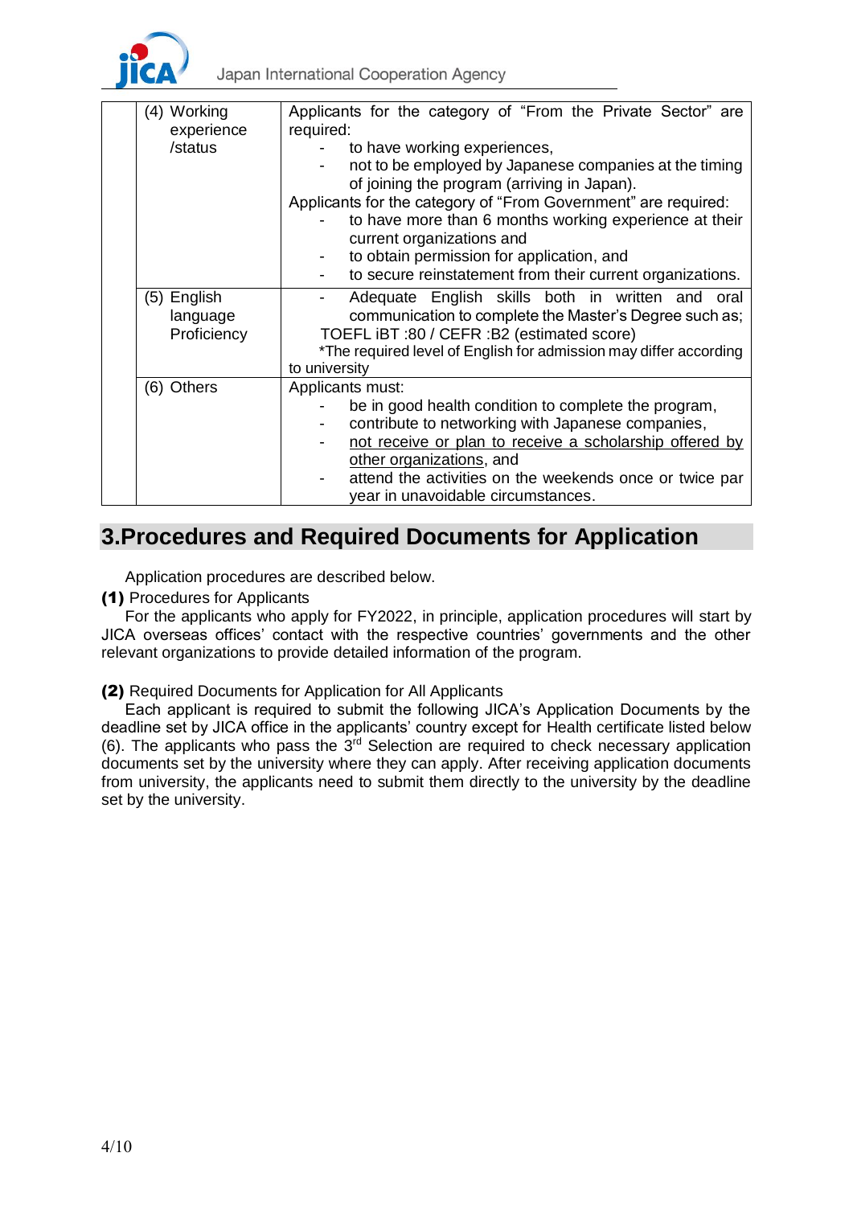| | | |
|---|---|---|
| | (4) Working experience /status | Applicants for the category of "From the Private Sector" are required:<br>- to have working experiences,<br>- not to be employed by Japanese companies at the timing of joining the program (arriving in Japan).<br>Applicants for the category of "From Government" are required:<br>- to have more than 6 months working experience at their current organizations and<br>- to obtain permission for application, and<br>- to secure reinstatement from their current organizations. |
| | (5) English language Proficiency | - Adequate English skills both in written and oral communication to complete the Master's Degree such as;<br>TOEFL iBT :80 / CEFR :B2 (estimated score)<br>*The required level of English for admission may differ according to university |
| | (6) Others | Applicants must:<br>- be in good health condition to complete the program,<br>- contribute to networking with Japanese companies,<br>- <u>not receive or plan to receive a scholarship offered by other organizations</u>, and<br>- attend the activities on the weekends once or twice par year in unavoidable circumstances. |

## 3.Procedures and Required Documents for Application

Application procedures are described below.

**(1)** Procedures for Applicants

For the applicants who apply for FY2022, in principle, application procedures will start by JICA overseas offices' contact with the respective countries' governments and the other relevant organizations to provide detailed information of the program.

**(2)** Required Documents for Application for All Applicants

Each applicant is required to submit the following JICA's Application Documents by the deadline set by JICA office in the applicants' country except for Health certificate listed below (6). The applicants who pass the 3rd Selection are required to check necessary application documents set by the university where they can apply. After receiving application documents from university, the applicants need to submit them directly to the university by the deadline set by the university.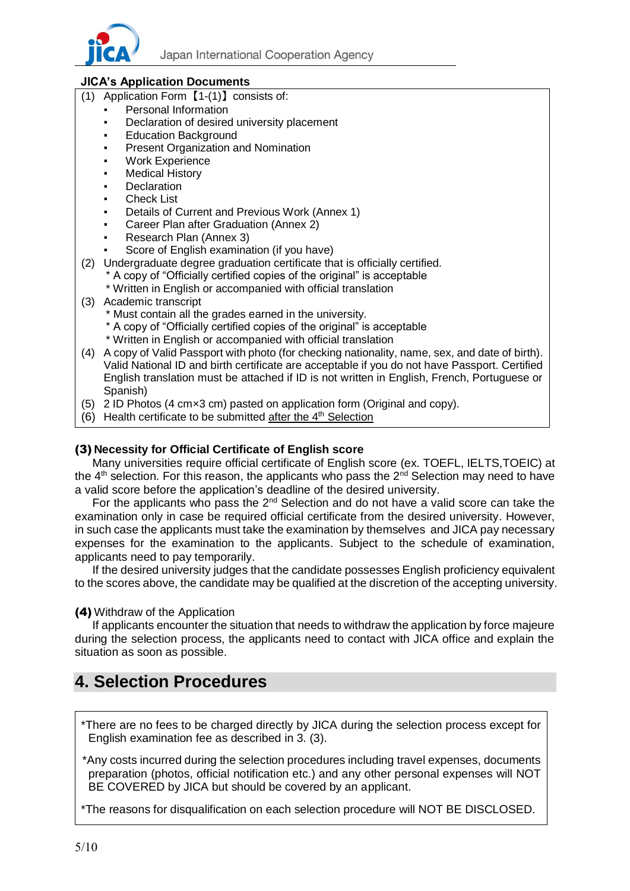**JICA's Application Documents**

(1) Application Form【1-(1)】consists of:
- Personal Information
- Declaration of desired university placement
- Education Background
- Present Organization and Nomination
- Work Experience
- Medical History
- Declaration
- Check List
- Details of Current and Previous Work (Annex 1)
- Career Plan after Graduation (Annex 2)
- Research Plan (Annex 3)
- Score of English examination (if you have)

(2) Undergraduate degree graduation certificate that is officially certified.
 * A copy of "Officially certified copies of the original" is acceptable
 * Written in English or accompanied with official translation

(3) Academic transcript
 * Must contain all the grades earned in the university.
 * A copy of "Officially certified copies of the original" is acceptable
 * Written in English or accompanied with official translation

(4) A copy of Valid Passport with photo (for checking nationality, name, sex, and date of birth). Valid National ID and birth certificate are acceptable if you do not have Passport. Certified English translation must be attached if ID is not written in English, French, Portuguese or Spanish)

(5) 2 ID Photos (4 cm×3 cm) pasted on application form (Original and copy).

(6) Health certificate to be submitted after the 4th Selection

### (3) Necessity for Official Certificate of English score

Many universities require official certificate of English score (ex. TOEFL, IELTS,TOEIC) at the 4th selection. For this reason, the applicants who pass the 2nd Selection may need to have a valid score before the application's deadline of the desired university.

For the applicants who pass the 2nd Selection and do not have a valid score can take the examination only in case be required official certificate from the desired university. However, in such case the applicants must take the examination by themselves and JICA pay necessary expenses for the examination to the applicants. Subject to the schedule of examination, applicants need to pay temporarily.

If the desired university judges that the candidate possesses English proficiency equivalent to the scores above, the candidate may be qualified at the discretion of the accepting university.

### (4) Withdraw of the Application

If applicants encounter the situation that needs to withdraw the application by force majeure during the selection process, the applicants need to contact with JICA office and explain the situation as soon as possible.

## 4. Selection Procedures

*There are no fees to be charged directly by JICA during the selection process except for English examination fee as described in 3. (3).

*Any costs incurred during the selection procedures including travel expenses, documents preparation (photos, official notification etc.) and any other personal expenses will NOT BE COVERED by JICA but should be covered by an applicant.

*The reasons for disqualification on each selection procedure will NOT BE DISCLOSED.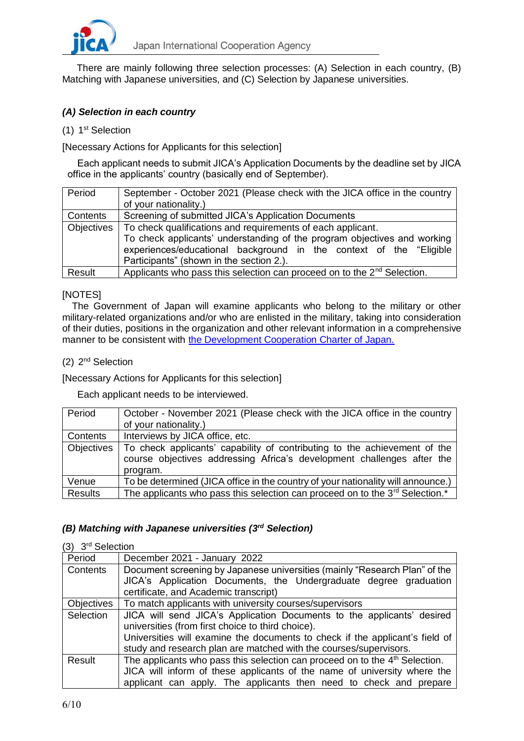There are mainly following three selection processes: (A) Selection in each country, (B) Matching with Japanese universities, and (C) Selection by Japanese universities.

### *(A) Selection in each country*

(1) 1st Selection

[Necessary Actions for Applicants for this selection]

Each applicant needs to submit JICA's Application Documents by the deadline set by JICA office in the applicants' country (basically end of September).

| Period | September - October 2021 (Please check with the JICA office in the country of your nationality.) |
|---|---|
| Contents | Screening of submitted JICA's Application Documents |
| Objectives | To check qualifications and requirements of each applicant.<br>To check applicants' understanding of the program objectives and working experiences/educational background in the context of the "Eligible Participants" (shown in the section 2.). |
| Result | Applicants who pass this selection can proceed on to the 2nd Selection. |

[NOTES]

The Government of Japan will examine applicants who belong to the military or other military-related organizations and/or who are enlisted in the military, taking into consideration of their duties, positions in the organization and other relevant information in a comprehensive manner to be consistent with the Development Cooperation Charter of Japan.

(2) 2nd Selection

[Necessary Actions for Applicants for this selection]

Each applicant needs to be interviewed.

| Period | October - November 2021 (Please check with the JICA office in the country of your nationality.) |
|---|---|
| Contents | Interviews by JICA office, etc. |
| Objectives | To check applicants' capability of contributing to the achievement of the course objectives addressing Africa's development challenges after the program. |
| Venue | To be determined (JICA office in the country of your nationality will announce.) |
| Results | The applicants who pass this selection can proceed on to the 3rd Selection.* |

### *(B) Matching with Japanese universities (3rd Selection)*

(3) 3rd Selection

| Period | December 2021 - January 2022 |
|---|---|
| Contents | Document screening by Japanese universities (mainly "Research Plan" of the JICA's Application Documents, the Undergraduate degree graduation certificate, and Academic transcript) |
| Objectives | To match applicants with university courses/supervisors |
| Selection | JICA will send JICA's Application Documents to the applicants' desired universities (from first choice to third choice).<br>Universities will examine the documents to check if the applicant's field of study and research plan are matched with the courses/supervisors. |
| Result | The applicants who pass this selection can proceed on to the 4th Selection.<br>JICA will inform of these applicants of the name of university where the applicant can apply. The applicants then need to check and prepare |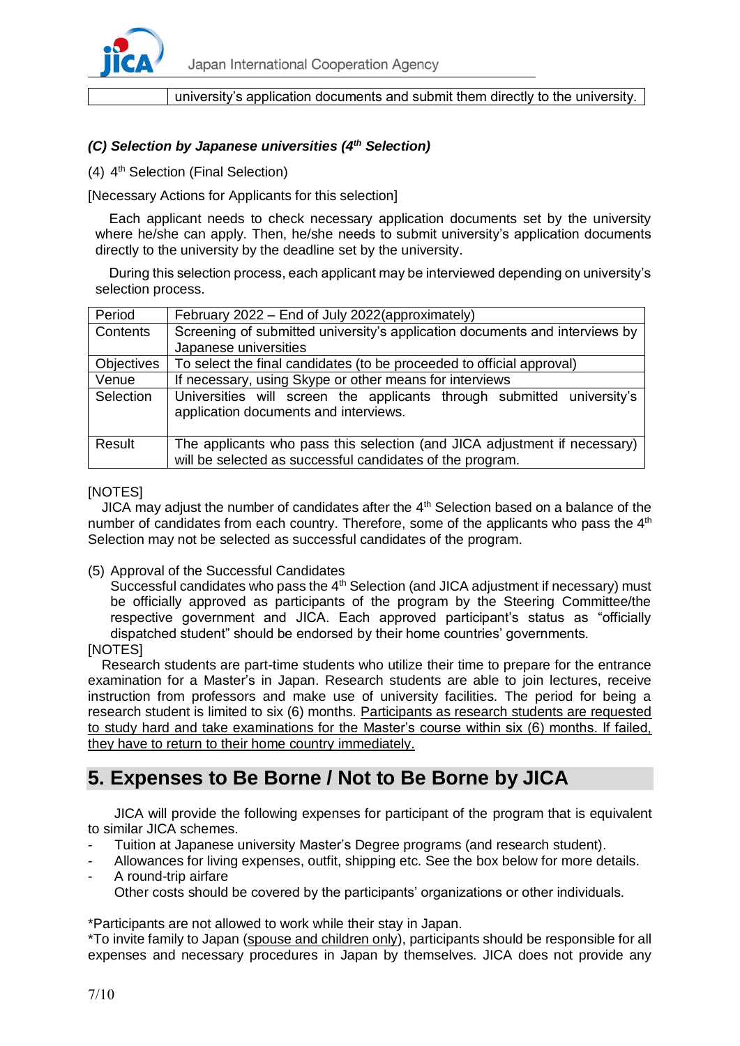| | university's application documents and submit them directly to the university. |
|---|---|

### *(C) Selection by Japanese universities (4th Selection)*

(4) 4th Selection (Final Selection)

[Necessary Actions for Applicants for this selection]

Each applicant needs to check necessary application documents set by the university where he/she can apply. Then, he/she needs to submit university's application documents directly to the university by the deadline set by the university.

During this selection process, each applicant may be interviewed depending on university's selection process.

| Period | February 2022 – End of July 2022(approximately) |
|---|---|
| Contents | Screening of submitted university's application documents and interviews by Japanese universities |
| Objectives | To select the final candidates (to be proceeded to official approval) |
| Venue | If necessary, using Skype or other means for interviews |
| Selection | Universities will screen the applicants through submitted university's application documents and interviews. |
| Result | The applicants who pass this selection (and JICA adjustment if necessary) will be selected as successful candidates of the program. |

[NOTES]

JICA may adjust the number of candidates after the 4th Selection based on a balance of the number of candidates from each country. Therefore, some of the applicants who pass the 4th Selection may not be selected as successful candidates of the program.

(5) Approval of the Successful Candidates

Successful candidates who pass the 4th Selection (and JICA adjustment if necessary) must be officially approved as participants of the program by the Steering Committee/the respective government and JICA. Each approved participant's status as "officially dispatched student" should be endorsed by their home countries' governments.

[NOTES]

Research students are part-time students who utilize their time to prepare for the entrance examination for a Master's in Japan. Research students are able to join lectures, receive instruction from professors and make use of university facilities. The period for being a research student is limited to six (6) months. Participants as research students are requested to study hard and take examinations for the Master's course within six (6) months. If failed, they have to return to their home country immediately.

## 5. Expenses to Be Borne / Not to Be Borne by JICA

JICA will provide the following expenses for participant of the program that is equivalent to similar JICA schemes.

- Tuition at Japanese university Master's Degree programs (and research student).
- Allowances for living expenses, outfit, shipping etc. See the box below for more details.
- A round-trip airfare

  Other costs should be covered by the participants' organizations or other individuals.

*Participants are not allowed to work while their stay in Japan.

*To invite family to Japan (spouse and children only), participants should be responsible for all expenses and necessary procedures in Japan by themselves. JICA does not provide any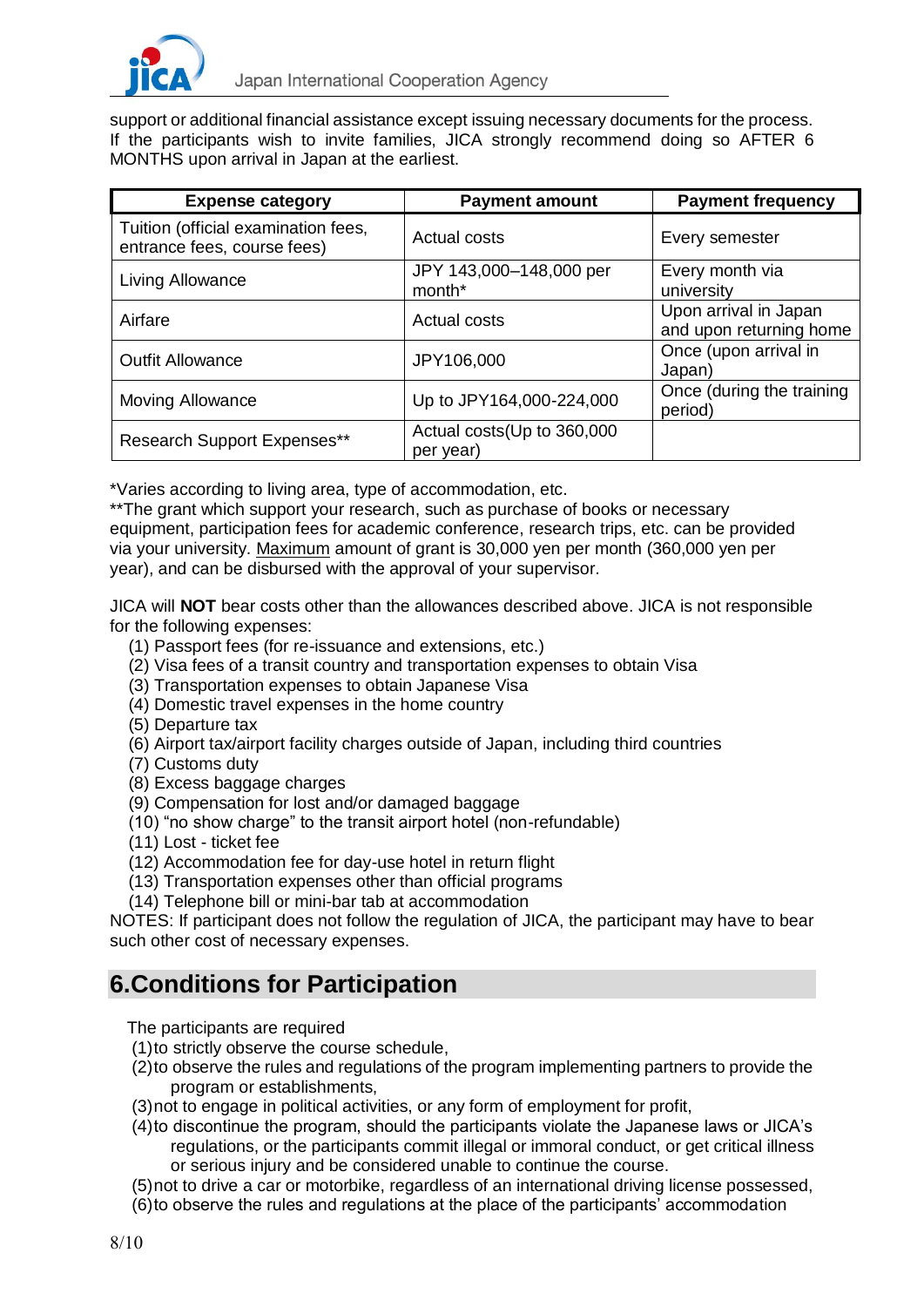support or additional financial assistance except issuing necessary documents for the process. If the participants wish to invite families, JICA strongly recommend doing so AFTER 6 MONTHS upon arrival in Japan at the earliest.

| Expense category | Payment amount | Payment frequency |
|---|---|---|
| Tuition (official examination fees, entrance fees, course fees) | Actual costs | Every semester |
| Living Allowance | JPY 143,000–148,000 per month* | Every month via university |
| Airfare | Actual costs | Upon arrival in Japan and upon returning home |
| Outfit Allowance | JPY106,000 | Once (upon arrival in Japan) |
| Moving Allowance | Up to JPY164,000-224,000 | Once (during the training period) |
| Research Support Expenses** | Actual costs(Up to 360,000 per year) | |

*Varies according to living area, type of accommodation, etc.
**The grant which support your research, such as purchase of books or necessary equipment, participation fees for academic conference, research trips, etc. can be provided via your university. Maximum amount of grant is 30,000 yen per month (360,000 yen per year), and can be disbursed with the approval of your supervisor.

JICA will **NOT** bear costs other than the allowances described above. JICA is not responsible for the following expenses:

(1) Passport fees (for re-issuance and extensions, etc.)
(2) Visa fees of a transit country and transportation expenses to obtain Visa
(3) Transportation expenses to obtain Japanese Visa
(4) Domestic travel expenses in the home country
(5) Departure tax
(6) Airport tax/airport facility charges outside of Japan, including third countries
(7) Customs duty
(8) Excess baggage charges
(9) Compensation for lost and/or damaged baggage
(10) "no show charge" to the transit airport hotel (non-refundable)
(11) Lost - ticket fee
(12) Accommodation fee for day-use hotel in return flight
(13) Transportation expenses other than official programs
(14) Telephone bill or mini-bar tab at accommodation

NOTES: If participant does not follow the regulation of JICA, the participant may have to bear such other cost of necessary expenses.

## 6.Conditions for Participation

The participants are required

(1) to strictly observe the course schedule,
(2) to observe the rules and regulations of the program implementing partners to provide the program or establishments,
(3) not to engage in political activities, or any form of employment for profit,
(4) to discontinue the program, should the participants violate the Japanese laws or JICA's regulations, or the participants commit illegal or immoral conduct, or get critical illness or serious injury and be considered unable to continue the course.
(5) not to drive a car or motorbike, regardless of an international driving license possessed,
(6) to observe the rules and regulations at the place of the participants' accommodation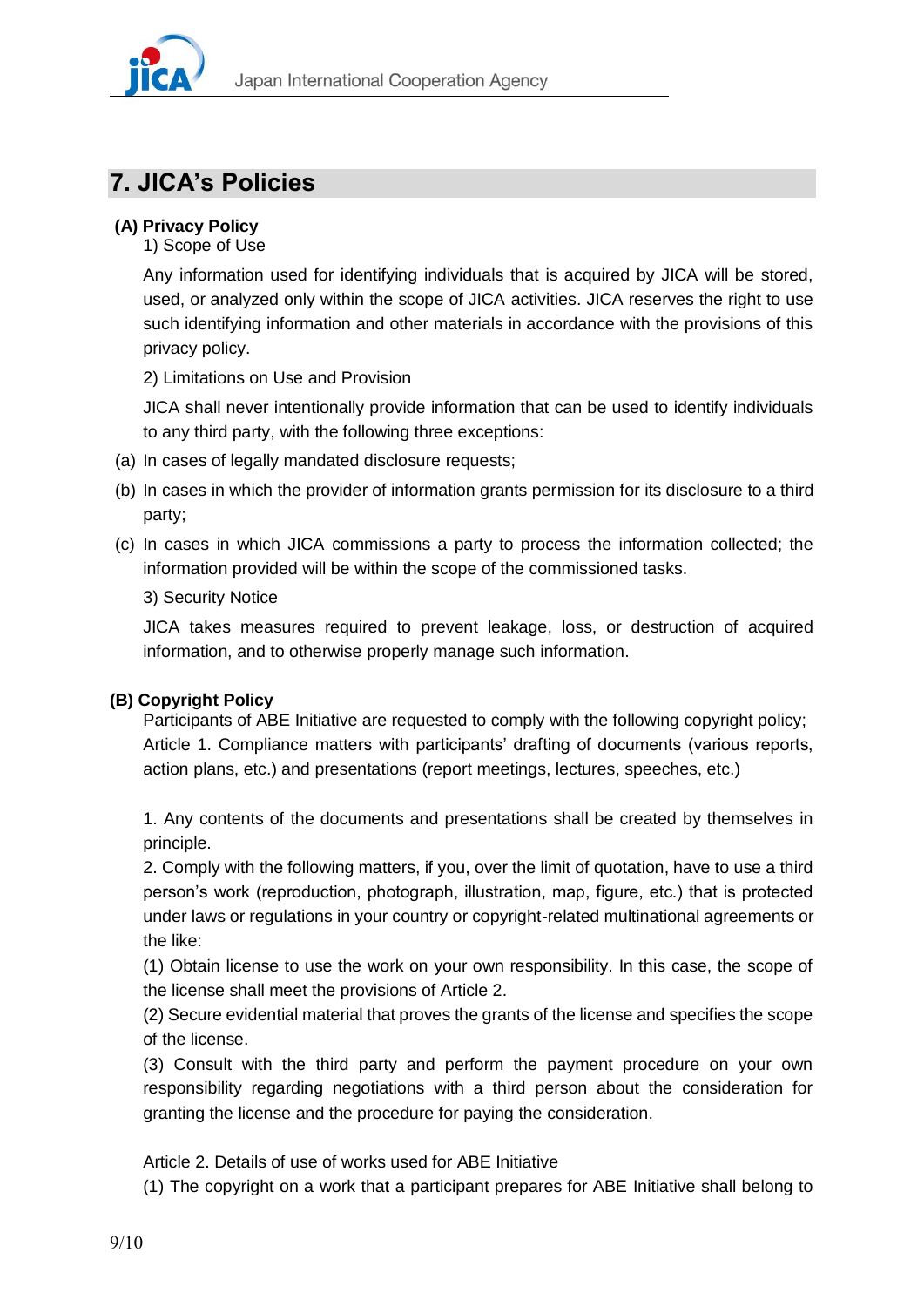## 7. JICA's Policies

### (A) Privacy Policy

1) Scope of Use

Any information used for identifying individuals that is acquired by JICA will be stored, used, or analyzed only within the scope of JICA activities. JICA reserves the right to use such identifying information and other materials in accordance with the provisions of this privacy policy.

2) Limitations on Use and Provision

JICA shall never intentionally provide information that can be used to identify individuals to any third party, with the following three exceptions:

(a) In cases of legally mandated disclosure requests;

(b) In cases in which the provider of information grants permission for its disclosure to a third party;

(c) In cases in which JICA commissions a party to process the information collected; the information provided will be within the scope of the commissioned tasks.

3) Security Notice

JICA takes measures required to prevent leakage, loss, or destruction of acquired information, and to otherwise properly manage such information.

### (B) Copyright Policy

Participants of ABE Initiative are requested to comply with the following copyright policy;

Article 1. Compliance matters with participants' drafting of documents (various reports, action plans, etc.) and presentations (report meetings, lectures, speeches, etc.)

1. Any contents of the documents and presentations shall be created by themselves in principle.

2. Comply with the following matters, if you, over the limit of quotation, have to use a third person's work (reproduction, photograph, illustration, map, figure, etc.) that is protected under laws or regulations in your country or copyright-related multinational agreements or the like:

(1) Obtain license to use the work on your own responsibility. In this case, the scope of the license shall meet the provisions of Article 2.

(2) Secure evidential material that proves the grants of the license and specifies the scope of the license.

(3) Consult with the third party and perform the payment procedure on your own responsibility regarding negotiations with a third person about the consideration for granting the license and the procedure for paying the consideration.

Article 2. Details of use of works used for ABE Initiative

(1) The copyright on a work that a participant prepares for ABE Initiative shall belong to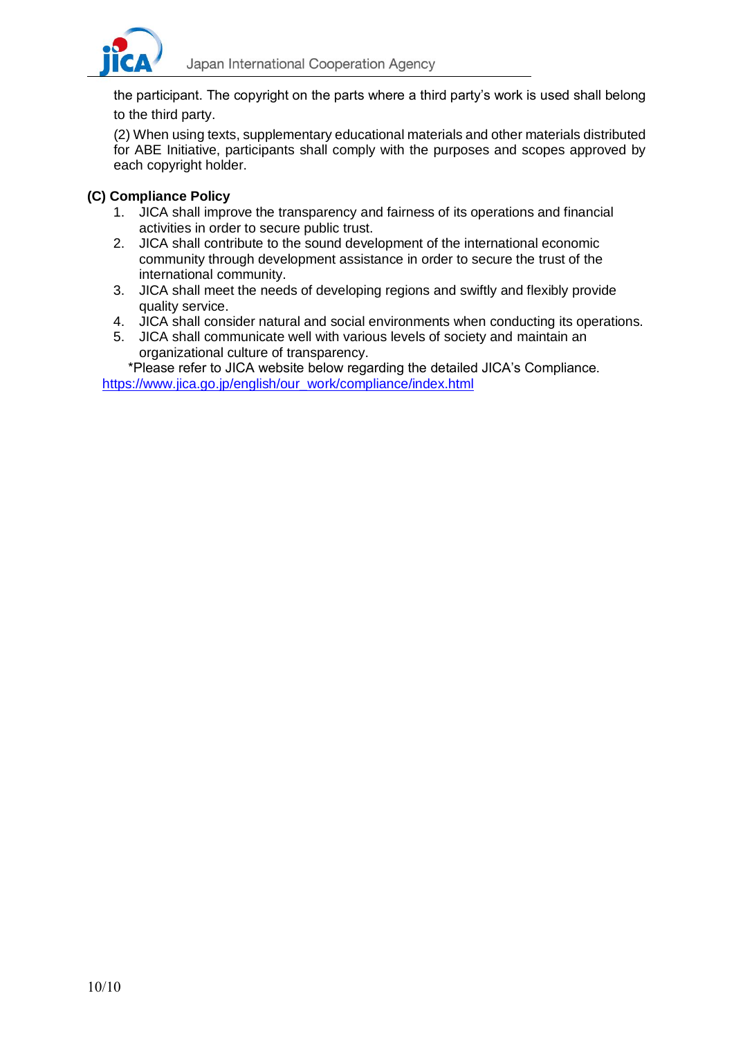the participant. The copyright on the parts where a third party's work is used shall belong to the third party.

(2) When using texts, supplementary educational materials and other materials distributed for ABE Initiative, participants shall comply with the purposes and scopes approved by each copyright holder.

**(C) Compliance Policy**

1. JICA shall improve the transparency and fairness of its operations and financial activities in order to secure public trust.
2. JICA shall contribute to the sound development of the international economic community through development assistance in order to secure the trust of the international community.
3. JICA shall meet the needs of developing regions and swiftly and flexibly provide quality service.
4. JICA shall consider natural and social environments when conducting its operations.
5. JICA shall communicate well with various levels of society and maintain an organizational culture of transparency.

*Please refer to JICA website below regarding the detailed JICA's Compliance.
https://www.jica.go.jp/english/our_work/compliance/index.html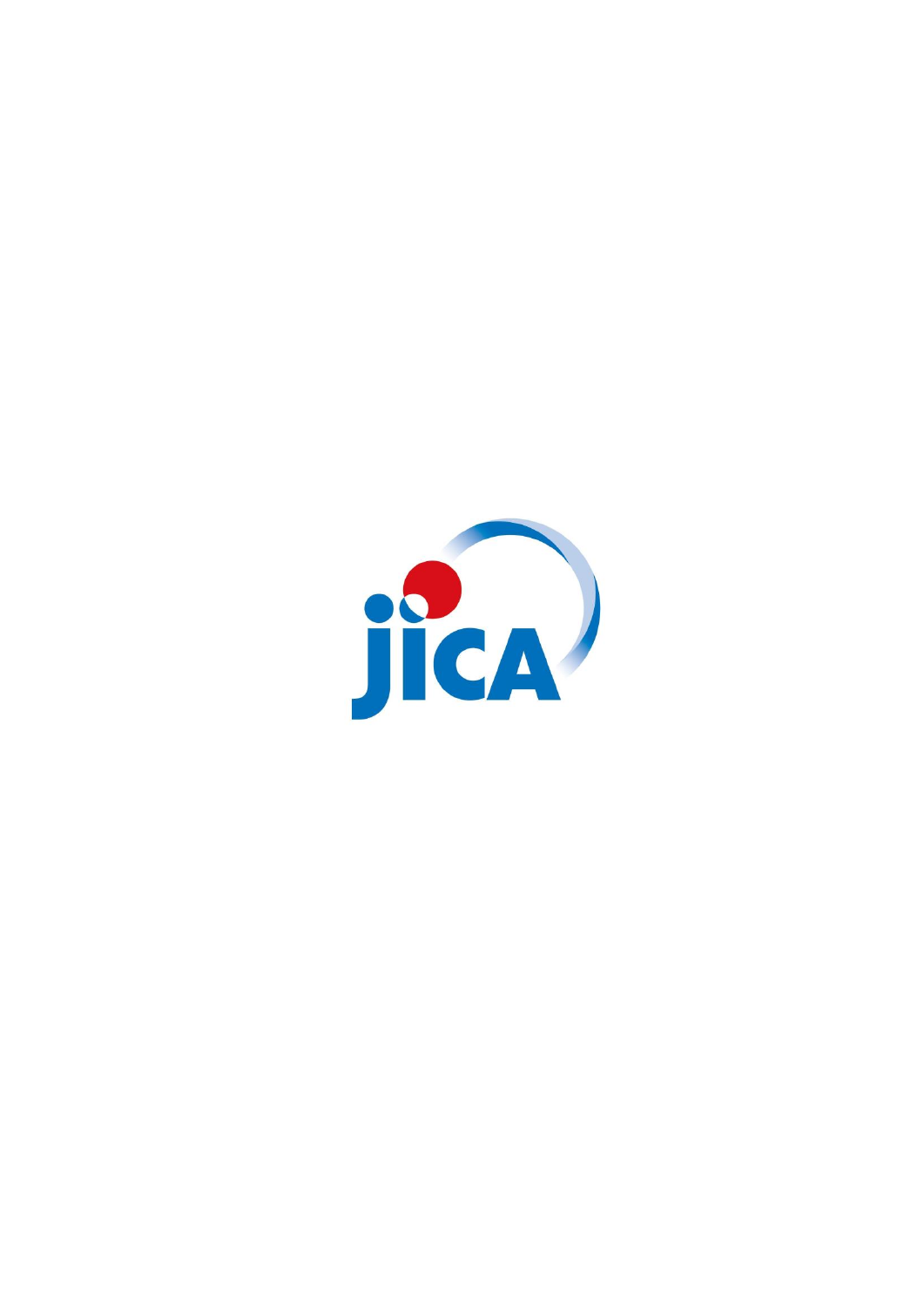jica